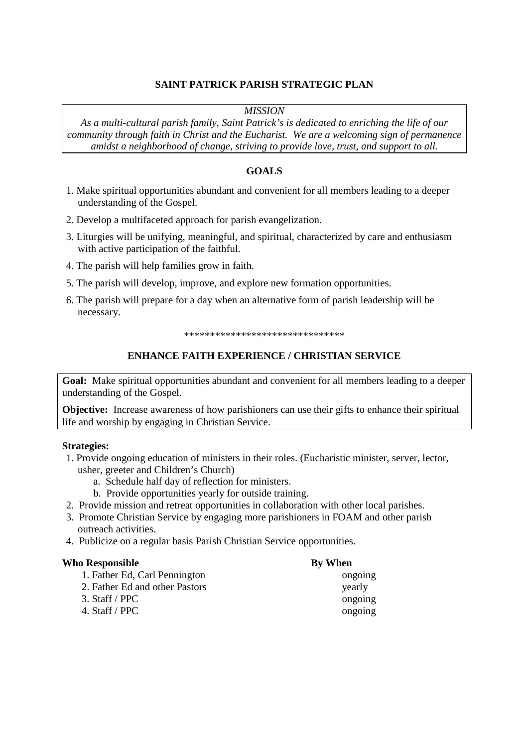# SAINT PATRICK PARISH STRATEGIC PLAN

*MISSION*

*As a multi-cultural parish family, Saint Patrick's is dedicated to enriching the life of our community through faith in Christ and the Eucharist. We are a welcoming sign of permanence amidst a neighborhood of change, striving to provide love, trust, and support to all.*

## GOALS

1. Make spiritual opportunities abundant and convenient for all members leading to a deeper understanding of the Gospel.
2. Develop a multifaceted approach for parish evangelization.
3. Liturgies will be unifying, meaningful, and spiritual, characterized by care and enthusiasm with active participation of the faithful.
4. The parish will help families grow in faith.
5. The parish will develop, improve, and explore new formation opportunities.
6. The parish will prepare for a day when an alternative form of parish leadership will be necessary.

*******************************

## ENHANCE FAITH EXPERIENCE / CHRISTIAN SERVICE

**Goal:** Make spiritual opportunities abundant and convenient for all members leading to a deeper understanding of the Gospel.

**Objective:** Increase awareness of how parishioners can use their gifts to enhance their spiritual life and worship by engaging in Christian Service.

**Strategies:**

1. Provide ongoing education of ministers in their roles. (Eucharistic minister, server, lector, usher, greeter and Children's Church)
    a. Schedule half day of reflection for ministers.
    b. Provide opportunities yearly for outside training.
2. Provide mission and retreat opportunities in collaboration with other local parishes.
3. Promote Christian Service by engaging more parishioners in FOAM and other parish outreach activities.
4. Publicize on a regular basis Parish Christian Service opportunities.

| **Who Responsible** | **By When** |
|---|---|
| 1. Father Ed, Carl Pennington | ongoing |
| 2. Father Ed and other Pastors | yearly |
| 3. Staff / PPC | ongoing |
| 4. Staff / PPC | ongoing |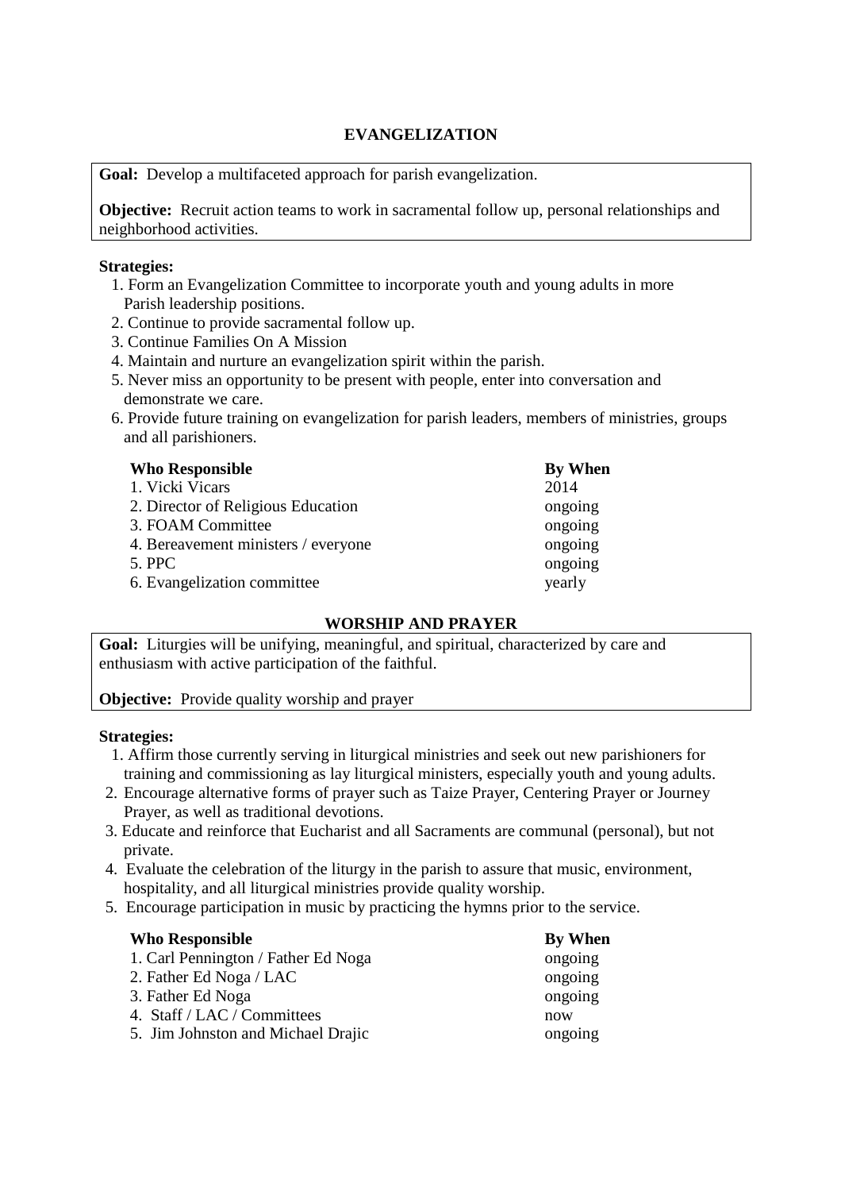## EVANGELIZATION

**Goal:** Develop a multifaceted approach for parish evangelization.

**Objective:** Recruit action teams to work in sacramental follow up, personal relationships and neighborhood activities.

**Strategies:**

1. Form an Evangelization Committee to incorporate youth and young adults in more Parish leadership positions.
2. Continue to provide sacramental follow up.
3. Continue Families On A Mission
4. Maintain and nurture an evangelization spirit within the parish.
5. Never miss an opportunity to be present with people, enter into conversation and demonstrate we care.
6. Provide future training on evangelization for parish leaders, members of ministries, groups and all parishioners.

| Who Responsible | By When |
|---|---|
| 1. Vicki Vicars | 2014 |
| 2. Director of Religious Education | ongoing |
| 3. FOAM Committee | ongoing |
| 4. Bereavement ministers / everyone | ongoing |
| 5. PPC | ongoing |
| 6. Evangelization committee | yearly |

## WORSHIP AND PRAYER

**Goal:** Liturgies will be unifying, meaningful, and spiritual, characterized by care and enthusiasm with active participation of the faithful.

**Objective:** Provide quality worship and prayer

**Strategies:**

1. Affirm those currently serving in liturgical ministries and seek out new parishioners for training and commissioning as lay liturgical ministers, especially youth and young adults.
2. Encourage alternative forms of prayer such as Taize Prayer, Centering Prayer or Journey Prayer, as well as traditional devotions.
3. Educate and reinforce that Eucharist and all Sacraments are communal (personal), but not private.
4. Evaluate the celebration of the liturgy in the parish to assure that music, environment, hospitality, and all liturgical ministries provide quality worship.
5. Encourage participation in music by practicing the hymns prior to the service.

| Who Responsible | By When |
|---|---|
| 1. Carl Pennington / Father Ed Noga | ongoing |
| 2. Father Ed Noga / LAC | ongoing |
| 3. Father Ed Noga | ongoing |
| 4. Staff / LAC / Committees | now |
| 5. Jim Johnston and Michael Drajic | ongoing |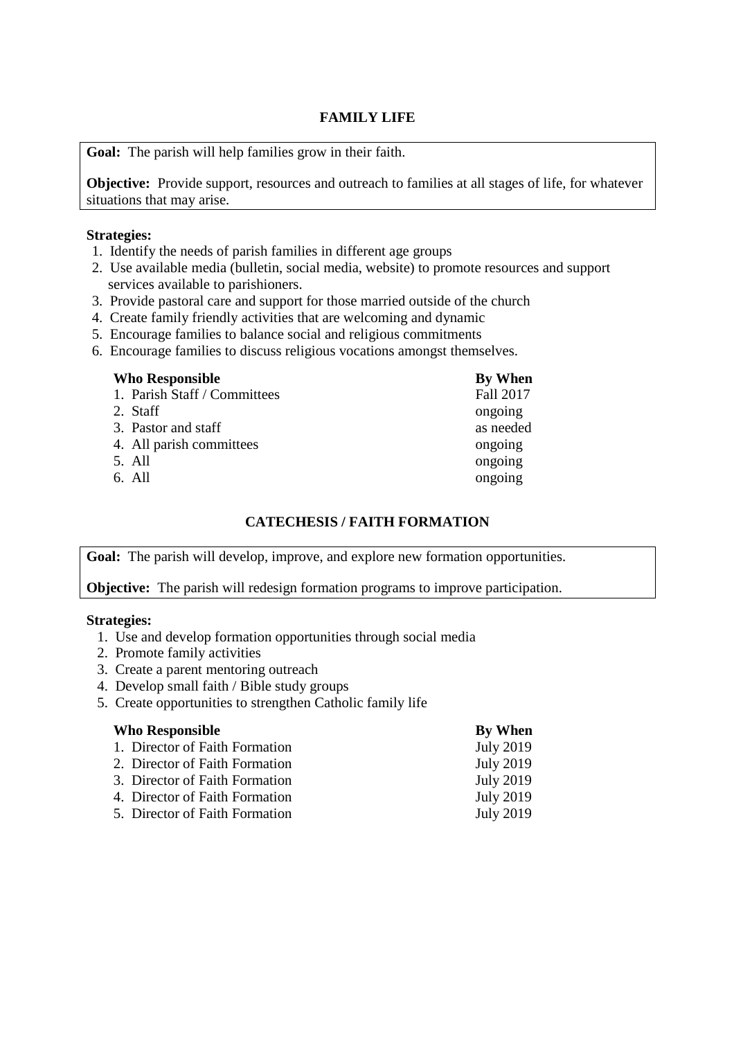## FAMILY LIFE

**Goal:** The parish will help families grow in their faith.

**Objective:** Provide support, resources and outreach to families at all stages of life, for whatever situations that may arise.

**Strategies:**

1. Identify the needs of parish families in different age groups
2. Use available media (bulletin, social media, website) to promote resources and support services available to parishioners.
3. Provide pastoral care and support for those married outside of the church
4. Create family friendly activities that are welcoming and dynamic
5. Encourage families to balance social and religious commitments
6. Encourage families to discuss religious vocations amongst themselves.

| Who Responsible | By When |
|---|---|
| 1. Parish Staff / Committees | Fall 2017 |
| 2. Staff | ongoing |
| 3. Pastor and staff | as needed |
| 4. All parish committees | ongoing |
| 5. All | ongoing |
| 6. All | ongoing |

## CATECHESIS / FAITH FORMATION

**Goal:** The parish will develop, improve, and explore new formation opportunities.

**Objective:** The parish will redesign formation programs to improve participation.

**Strategies:**

1. Use and develop formation opportunities through social media
2. Promote family activities
3. Create a parent mentoring outreach
4. Develop small faith / Bible study groups
5. Create opportunities to strengthen Catholic family life

| Who Responsible | By When |
|---|---|
| 1. Director of Faith Formation | July 2019 |
| 2. Director of Faith Formation | July 2019 |
| 3. Director of Faith Formation | July 2019 |
| 4. Director of Faith Formation | July 2019 |
| 5. Director of Faith Formation | July 2019 |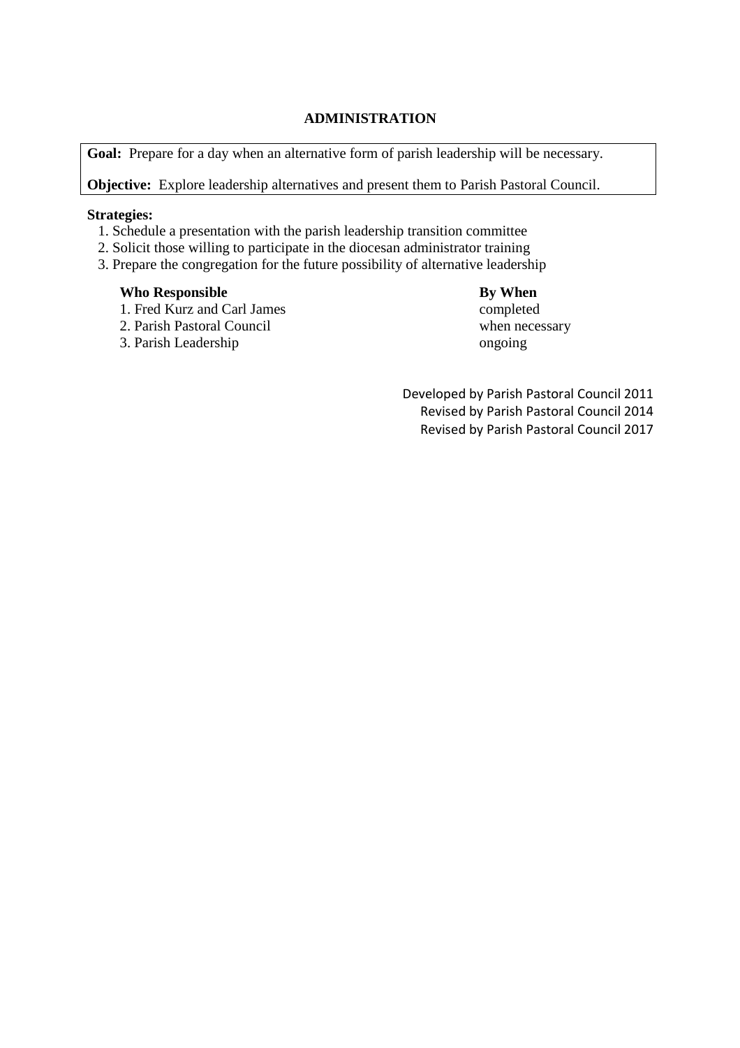## ADMINISTRATION

**Goal:** Prepare for a day when an alternative form of parish leadership will be necessary.

**Objective:** Explore leadership alternatives and present them to Parish Pastoral Council.

**Strategies:**

1. Schedule a presentation with the parish leadership transition committee
2. Solicit those willing to participate in the diocesan administrator training
3. Prepare the congregation for the future possibility of alternative leadership

| Who Responsible | By When |
| --- | --- |
| 1. Fred Kurz and Carl James | completed |
| 2. Parish Pastoral Council | when necessary |
| 3. Parish Leadership | ongoing |

Developed by Parish Pastoral Council 2011
Revised by Parish Pastoral Council 2014
Revised by Parish Pastoral Council 2017